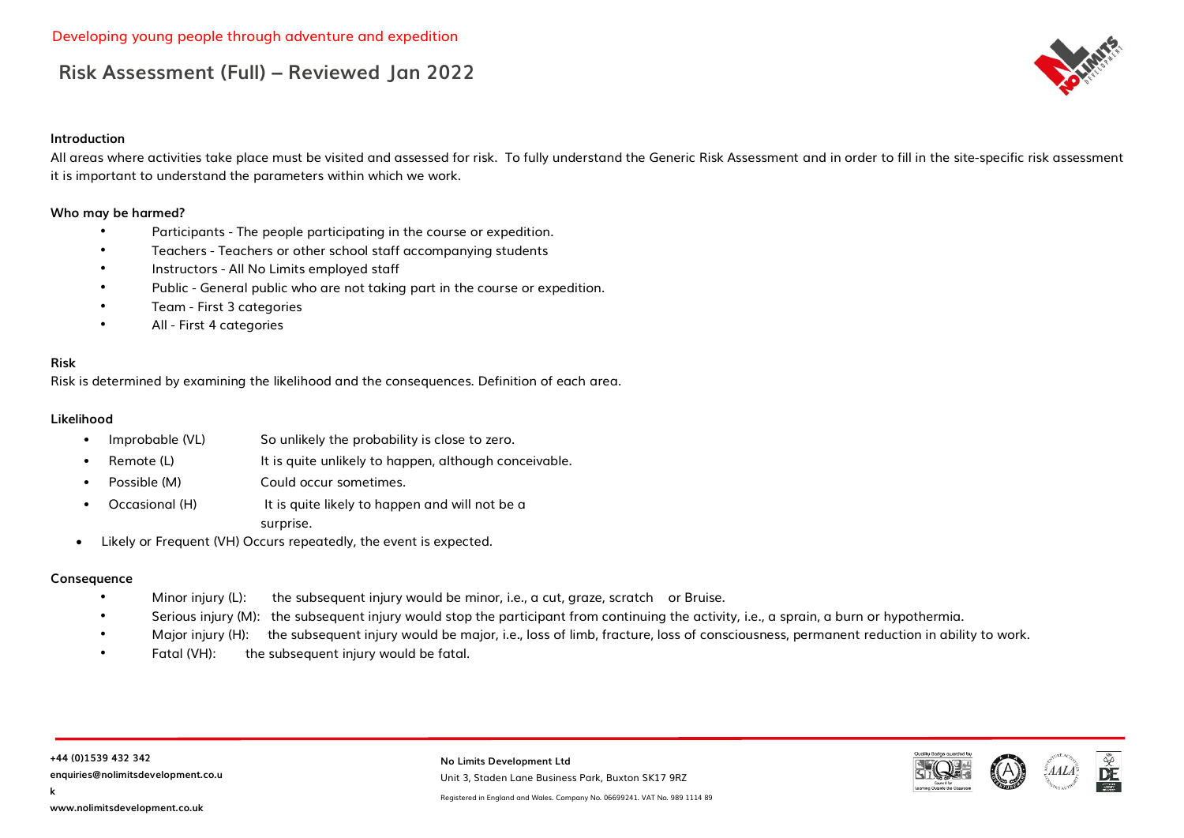Developing young people through adventure and expedition

# Risk Assessment (Full) – Reviewed Jan 2022

**Introduction**

All areas where activities take place must be visited and assessed for risk. To fully understand the Generic Risk Assessment and in order to fill in the site-specific risk assessment it is important to understand the parameters within which we work.

**Who may be harmed?**

- Participants - The people participating in the course or expedition.
- Teachers - Teachers or other school staff accompanying students
- Instructors - All No Limits employed staff
- Public - General public who are not taking part in the course or expedition.
- Team - First 3 categories
- All - First 4 categories

**Risk**

Risk is determined by examining the likelihood and the consequences. Definition of each area.

**Likelihood**

- Improbable (VL) So unlikely the probability is close to zero.
- Remote (L) It is quite unlikely to happen, although conceivable.
- Possible (M) Could occur sometimes.
- Occasional (H) It is quite likely to happen and will not be a surprise.
- Likely or Frequent (VH) Occurs repeatedly, the event is expected.

**Consequence**

- Minor injury (L): the subsequent injury would be minor, i.e., a cut, graze, scratch or Bruise.
- Serious injury (M): the subsequent injury would stop the participant from continuing the activity, i.e., a sprain, a burn or hypothermia.
- Major injury (H): the subsequent injury would be major, i.e., loss of limb, fracture, loss of consciousness, permanent reduction in ability to work.
- Fatal (VH): the subsequent injury would be fatal.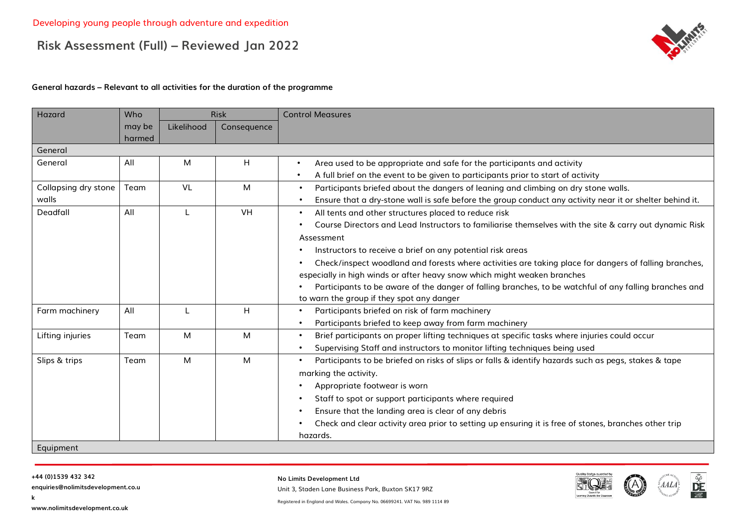Developing young people through adventure and expedition

# Risk Assessment (Full) – Reviewed Jan 2022

**General hazards – Relevant to all activities for the duration of the programme**

| Hazard | Who may be harmed | Risk | | Control Measures |
|---|---|---|---|---|
| | | Likelihood | Consequence | |
| **General** | | | | |
| General | All | M | H | • Area used to be appropriate and safe for the participants and activity<br>• A full brief on the event to be given to participants prior to start of activity |
| Collapsing dry stone walls | Team | VL | M | • Participants briefed about the dangers of leaning and climbing on dry stone walls.<br>• Ensure that a dry-stone wall is safe before the group conduct any activity near it or shelter behind it. |
| Deadfall | All | L | VH | • All tents and other structures placed to reduce risk<br>• Course Directors and Lead Instructors to familiarise themselves with the site & carry out dynamic Risk Assessment<br>• Instructors to receive a brief on any potential risk areas<br>• Check/inspect woodland and forests where activities are taking place for dangers of falling branches, especially in high winds or after heavy snow which might weaken branches<br>• Participants to be aware of the danger of falling branches, to be watchful of any falling branches and to warn the group if they spot any danger |
| Farm machinery | All | L | H | • Participants briefed on risk of farm machinery<br>• Participants briefed to keep away from farm machinery |
| Lifting injuries | Team | M | M | • Brief participants on proper lifting techniques at specific tasks where injuries could occur<br>• Supervising Staff and instructors to monitor lifting techniques being used |
| Slips & trips | Team | M | M | • Participants to be briefed on risks of slips or falls & identify hazards such as pegs, stakes & tape marking the activity.<br>• Appropriate footwear is worn<br>• Staff to spot or support participants where required<br>• Ensure that the landing area is clear of any debris<br>• Check and clear activity area prior to setting up ensuring it is free of stones, branches other trip hazards. |
| **Equipment** | | | | |

+44 (0)1539 432 342
enquiries@nolimitsdevelopment.co.uk
www.nolimitsdevelopment.co.uk

No Limits Development Ltd
Unit 3, Staden Lane Business Park, Buxton SK17 9RZ
Registered in England and Wales. Company No. 06699241. VAT No. 989 1114 89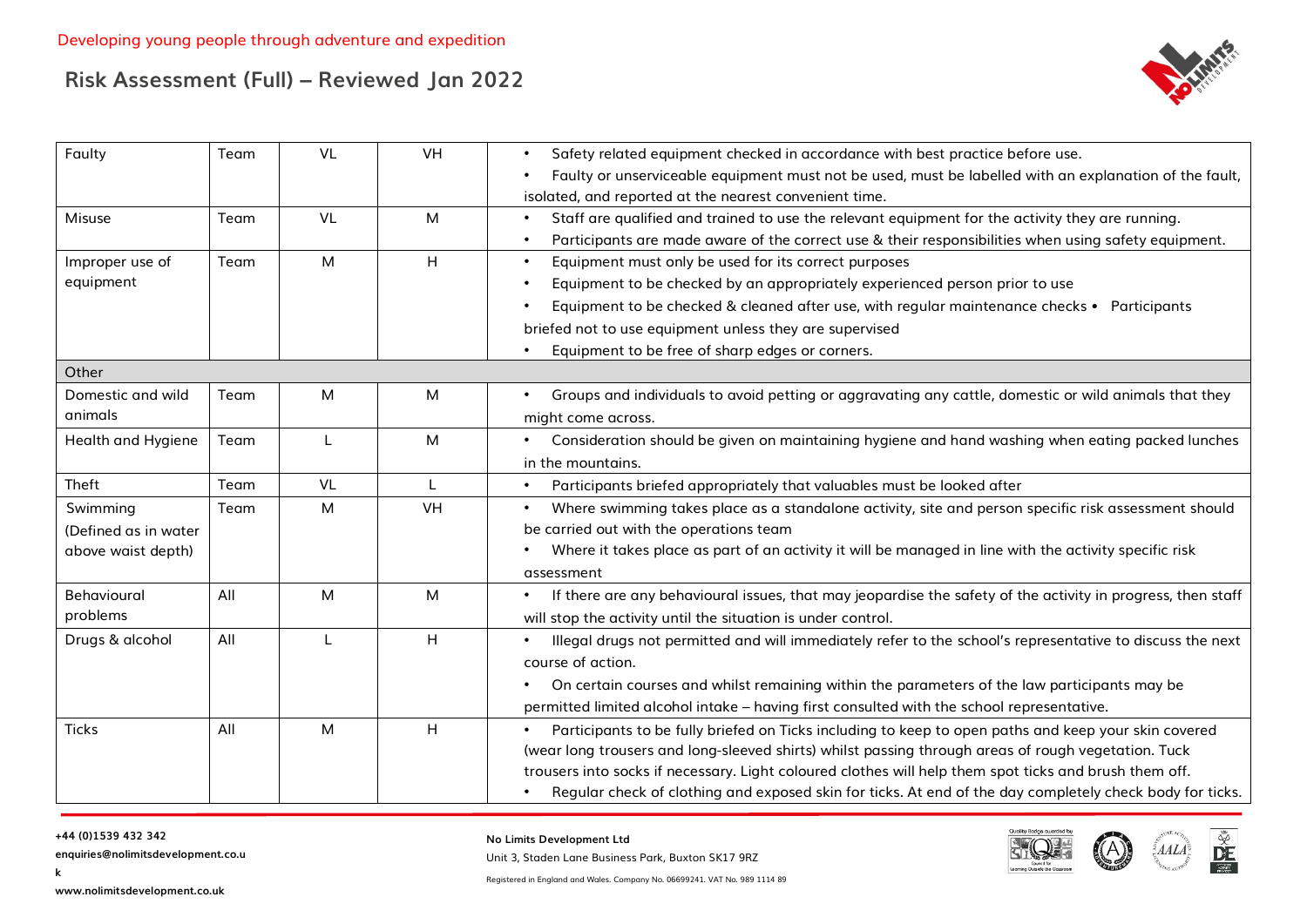| | | | | |
|---|---|---|---|---|
| Faulty | Team | VL | VH | • Safety related equipment checked in accordance with best practice before use.<br>• Faulty or unserviceable equipment must not be used, must be labelled with an explanation of the fault, isolated, and reported at the nearest convenient time. |
| Misuse | Team | VL | M | • Staff are qualified and trained to use the relevant equipment for the activity they are running.<br>• Participants are made aware of the correct use & their responsibilities when using safety equipment. |
| Improper use of equipment | Team | M | H | • Equipment must only be used for its correct purposes<br>• Equipment to be checked by an appropriately experienced person prior to use<br>• Equipment to be checked & cleaned after use, with regular maintenance checks • Participants briefed not to use equipment unless they are supervised<br>• Equipment to be free of sharp edges or corners. |
| Other | | | | |
| Domestic and wild animals | Team | M | M | • Groups and individuals to avoid petting or aggravating any cattle, domestic or wild animals that they might come across. |
| Health and Hygiene | Team | L | M | • Consideration should be given on maintaining hygiene and hand washing when eating packed lunches in the mountains. |
| Theft | Team | VL | L | • Participants briefed appropriately that valuables must be looked after |
| Swimming (Defined as in water above waist depth) | Team | M | VH | • Where swimming takes place as a standalone activity, site and person specific risk assessment should be carried out with the operations team<br>• Where it takes place as part of an activity it will be managed in line with the activity specific risk assessment |
| Behavioural problems | All | M | M | • If there are any behavioural issues, that may jeopardise the safety of the activity in progress, then staff will stop the activity until the situation is under control. |
| Drugs & alcohol | All | L | H | • Illegal drugs not permitted and will immediately refer to the school's representative to discuss the next course of action.<br>• On certain courses and whilst remaining within the parameters of the law participants may be permitted limited alcohol intake – having first consulted with the school representative. |
| Ticks | All | M | H | • Participants to be fully briefed on Ticks including to keep to open paths and keep your skin covered (wear long trousers and long-sleeved shirts) whilst passing through areas of rough vegetation. Tuck trousers into socks if necessary. Light coloured clothes will help them spot ticks and brush them off.<br>• Regular check of clothing and exposed skin for ticks. At end of the day completely check body for ticks. |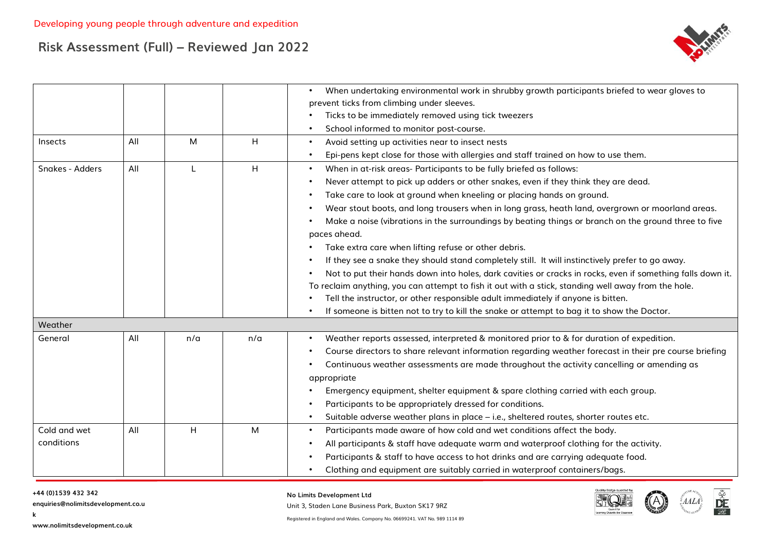| | | | | |
|---|---|---|---|---|
| | | | | • When undertaking environmental work in shrubby growth participants briefed to wear gloves to prevent ticks from climbing under sleeves.<br>• Ticks to be immediately removed using tick tweezers<br>• School informed to monitor post-course. |
| Insects | All | M | H | • Avoid setting up activities near to insect nests<br>• Epi-pens kept close for those with allergies and staff trained on how to use them. |
| Snakes - Adders | All | L | H | • When in at-risk areas- Participants to be fully briefed as follows:<br>• Never attempt to pick up adders or other snakes, even if they think they are dead.<br>• Take care to look at ground when kneeling or placing hands on ground.<br>• Wear stout boots, and long trousers when in long grass, heath land, overgrown or moorland areas.<br>• Make a noise (vibrations in the surroundings by beating things or branch on the ground three to five paces ahead.<br>• Take extra care when lifting refuse or other debris.<br>• If they see a snake they should stand completely still. It will instinctively prefer to go away.<br>• Not to put their hands down into holes, dark cavities or cracks in rocks, even if something falls down it. To reclaim anything, you can attempt to fish it out with a stick, standing well away from the hole.<br>• Tell the instructor, or other responsible adult immediately if anyone is bitten.<br>• If someone is bitten not to try to kill the snake or attempt to bag it to show the Doctor. |
| **Weather** | | | | |
| General | All | n/a | n/a | • Weather reports assessed, interpreted & monitored prior to & for duration of expedition.<br>• Course directors to share relevant information regarding weather forecast in their pre course briefing<br>• Continuous weather assessments are made throughout the activity cancelling or amending as appropriate<br>• Emergency equipment, shelter equipment & spare clothing carried with each group.<br>• Participants to be appropriately dressed for conditions.<br>• Suitable adverse weather plans in place – i.e., sheltered routes, shorter routes etc. |
| Cold and wet conditions | All | H | M | • Participants made aware of how cold and wet conditions affect the body.<br>• All participants & staff have adequate warm and waterproof clothing for the activity.<br>• Participants & staff to have access to hot drinks and are carrying adequate food.<br>• Clothing and equipment are suitably carried in waterproof containers/bags. |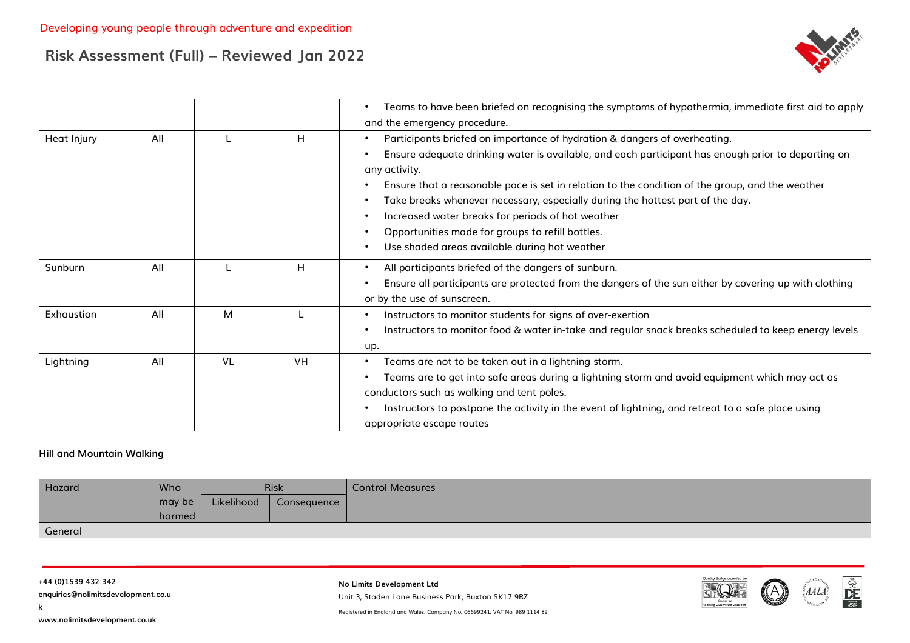| | | | | Control Measures |
|---|---|---|---|---|
| | | | | • Teams to have been briefed on recognising the symptoms of hypothermia, immediate first aid to apply and the emergency procedure. |
| Heat Injury | All | L | H | • Participants briefed on importance of hydration & dangers of overheating.<br>• Ensure adequate drinking water is available, and each participant has enough prior to departing on any activity.<br>• Ensure that a reasonable pace is set in relation to the condition of the group, and the weather<br>• Take breaks whenever necessary, especially during the hottest part of the day.<br>• Increased water breaks for periods of hot weather<br>• Opportunities made for groups to refill bottles.<br>• Use shaded areas available during hot weather |
| Sunburn | All | L | H | • All participants briefed of the dangers of sunburn.<br>• Ensure all participants are protected from the dangers of the sun either by covering up with clothing or by the use of sunscreen. |
| Exhaustion | All | M | L | • Instructors to monitor students for signs of over-exertion<br>• Instructors to monitor food & water in-take and regular snack breaks scheduled to keep energy levels up. |
| Lightning | All | VL | VH | • Teams are not to be taken out in a lightning storm.<br>• Teams are to get into safe areas during a lightning storm and avoid equipment which may act as conductors such as walking and tent poles.<br>• Instructors to postpone the activity in the event of lightning, and retreat to a safe place using appropriate escape routes |

**Hill and Mountain Walking**

| Hazard | Who may be harmed | Risk | | Control Measures |
|---|---|---|---|---|
| | | Likelihood | Consequence | |
| General | | | | |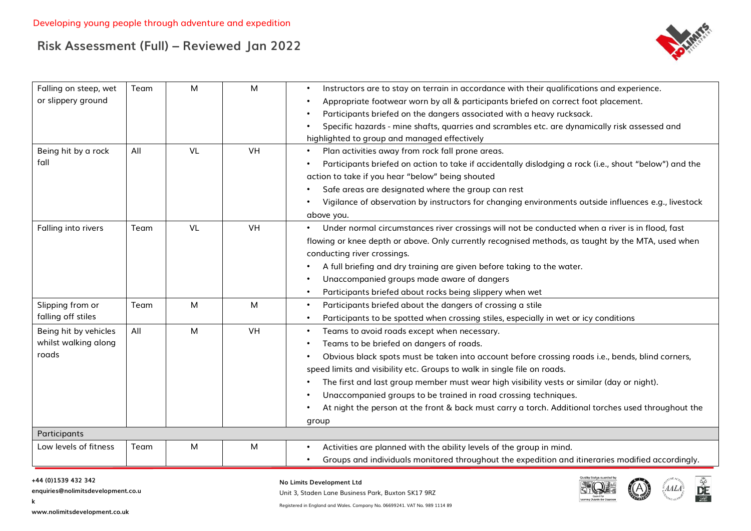| | | | | |
|---|---|---|---|---|
| Falling on steep, wet or slippery ground | Team | M | M | • Instructors are to stay on terrain in accordance with their qualifications and experience.<br>• Appropriate footwear worn by all & participants briefed on correct foot placement.<br>• Participants briefed on the dangers associated with a heavy rucksack.<br>• Specific hazards - mine shafts, quarries and scrambles etc. are dynamically risk assessed and highlighted to group and managed effectively |
| Being hit by a rock fall | All | VL | VH | • Plan activities away from rock fall prone areas.<br>• Participants briefed on action to take if accidentally dislodging a rock (i.e., shout "below") and the action to take if you hear "below" being shouted<br>• Safe areas are designated where the group can rest<br>• Vigilance of observation by instructors for changing environments outside influences e.g., livestock above you. |
| Falling into rivers | Team | VL | VH | • Under normal circumstances river crossings will not be conducted when a river is in flood, fast flowing or knee depth or above. Only currently recognised methods, as taught by the MTA, used when conducting river crossings.<br>• A full briefing and dry training are given before taking to the water.<br>• Unaccompanied groups made aware of dangers<br>• Participants briefed about rocks being slippery when wet |
| Slipping from or falling off stiles | Team | M | M | • Participants briefed about the dangers of crossing a stile<br>• Participants to be spotted when crossing stiles, especially in wet or icy conditions |
| Being hit by vehicles whilst walking along roads | All | M | VH | • Teams to avoid roads except when necessary.<br>• Teams to be briefed on dangers of roads.<br>• Obvious black spots must be taken into account before crossing roads i.e., bends, blind corners, speed limits and visibility etc. Groups to walk in single file on roads.<br>• The first and last group member must wear high visibility vests or similar (day or night).<br>• Unaccompanied groups to be trained in road crossing techniques.<br>• At night the person at the front & back must carry a torch. Additional torches used throughout the group |
| **Participants** | | | | |
| Low levels of fitness | Team | M | M | • Activities are planned with the ability levels of the group in mind.<br>• Groups and individuals monitored throughout the expedition and itineraries modified accordingly. |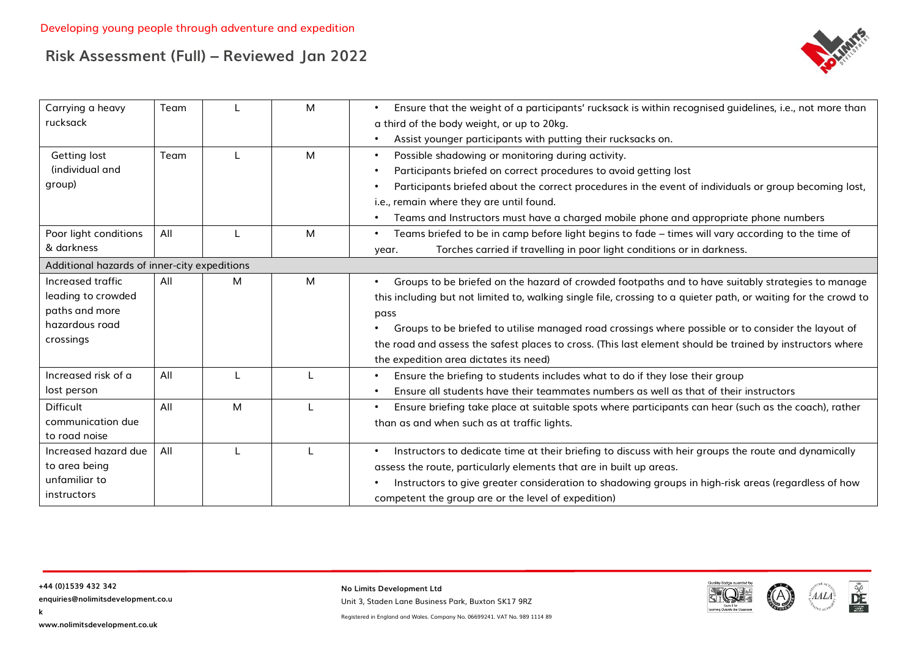| | | | | |
|---|---|---|---|---|
| Carrying a heavy rucksack | Team | L | M | • Ensure that the weight of a participants' rucksack is within recognised guidelines, i.e., not more than a third of the body weight, or up to 20kg.<br>• Assist younger participants with putting their rucksacks on. |
| Getting lost (individual and group) | Team | L | M | • Possible shadowing or monitoring during activity.<br>• Participants briefed on correct procedures to avoid getting lost<br>• Participants briefed about the correct procedures in the event of individuals or group becoming lost, i.e., remain where they are until found.<br>• Teams and Instructors must have a charged mobile phone and appropriate phone numbers |
| Poor light conditions & darkness | All | L | M | • Teams briefed to be in camp before light begins to fade – times will vary according to the time of year. Torches carried if travelling in poor light conditions or in darkness. |
| Additional hazards of inner-city expeditions | | | | |
| Increased traffic leading to crowded paths and more hazardous road crossings | All | M | M | • Groups to be briefed on the hazard of crowded footpaths and to have suitably strategies to manage this including but not limited to, walking single file, crossing to a quieter path, or waiting for the crowd to pass<br>• Groups to be briefed to utilise managed road crossings where possible or to consider the layout of the road and assess the safest places to cross. (This last element should be trained by instructors where the expedition area dictates its need) |
| Increased risk of a lost person | All | L | L | • Ensure the briefing to students includes what to do if they lose their group<br>• Ensure all students have their teammates numbers as well as that of their instructors |
| Difficult communication due to road noise | All | M | L | • Ensure briefing take place at suitable spots where participants can hear (such as the coach), rather than as and when such as at traffic lights. |
| Increased hazard due to area being unfamiliar to instructors | All | L | L | • Instructors to dedicate time at their briefing to discuss with heir groups the route and dynamically assess the route, particularly elements that are in built up areas.<br>• Instructors to give greater consideration to shadowing groups in high-risk areas (regardless of how competent the group are or the level of expedition) |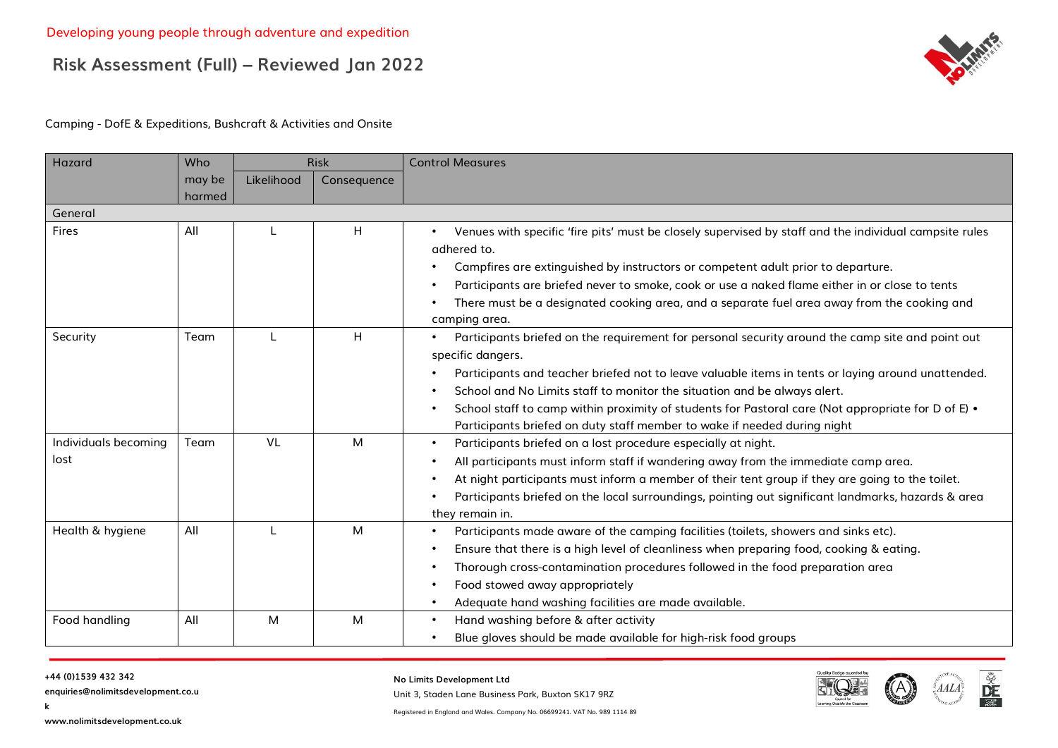Developing young people through adventure and expedition

# Risk Assessment (Full) – Reviewed Jan 2022

Camping - DofE & Expeditions, Bushcraft & Activities and Onsite

| Hazard | Who may be harmed | Risk | | Control Measures |
|---|---|---|---|---|
| | | Likelihood | Consequence | |
| General | | | | |
| Fires | All | L | H | • Venues with specific 'fire pits' must be closely supervised by staff and the individual campsite rules adhered to. <br> • Campfires are extinguished by instructors or competent adult prior to departure. <br> • Participants are briefed never to smoke, cook or use a naked flame either in or close to tents <br> • There must be a designated cooking area, and a separate fuel area away from the cooking and camping area. |
| Security | Team | L | H | • Participants briefed on the requirement for personal security around the camp site and point out specific dangers. <br> • Participants and teacher briefed not to leave valuable items in tents or laying around unattended. <br> • School and No Limits staff to monitor the situation and be always alert. <br> • School staff to camp within proximity of students for Pastoral care (Not appropriate for D of E) • Participants briefed on duty staff member to wake if needed during night |
| Individuals becoming lost | Team | VL | M | • Participants briefed on a lost procedure especially at night. <br> • All participants must inform staff if wandering away from the immediate camp area. <br> • At night participants must inform a member of their tent group if they are going to the toilet. <br> • Participants briefed on the local surroundings, pointing out significant landmarks, hazards & area they remain in. |
| Health & hygiene | All | L | M | • Participants made aware of the camping facilities (toilets, showers and sinks etc). <br> • Ensure that there is a high level of cleanliness when preparing food, cooking & eating. <br> • Thorough cross-contamination procedures followed in the food preparation area <br> • Food stowed away appropriately <br> • Adequate hand washing facilities are made available. |
| Food handling | All | M | M | • Hand washing before & after activity <br> • Blue gloves should be made available for high-risk food groups |

+44 (0)1539 432 342
enquiries@nolimitsdevelopment.co.uk
www.nolimitsdevelopment.co.uk

No Limits Development Ltd
Unit 3, Staden Lane Business Park, Buxton SK17 9RZ
Registered in England and Wales. Company No. 06699241. VAT No. 989 1114 89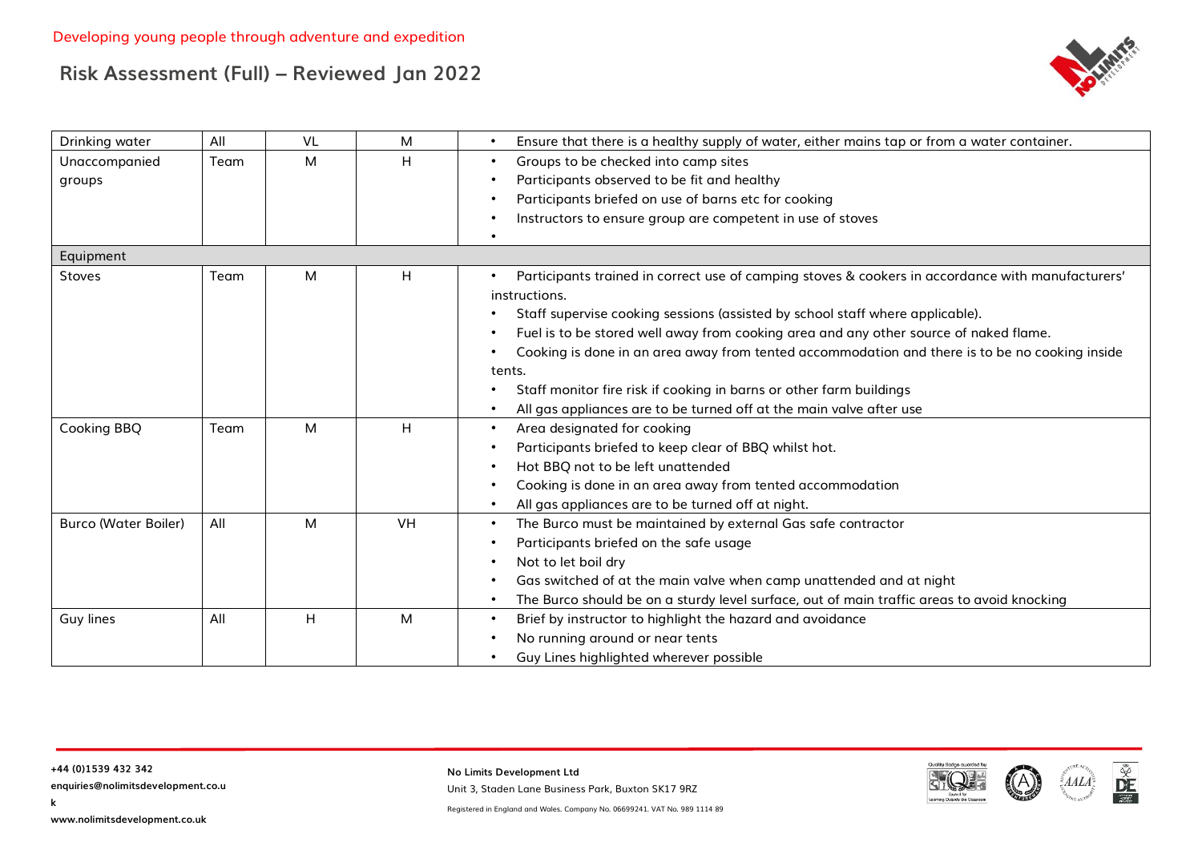Developing young people through adventure and expedition

## Risk Assessment (Full) – Reviewed Jan 2022

| | | | | |
|---|---|---|---|---|
| Drinking water | All | VL | M | • Ensure that there is a healthy supply of water, either mains tap or from a water container. |
| Unaccompanied groups | Team | M | H | • Groups to be checked into camp sites<br>• Participants observed to be fit and healthy<br>• Participants briefed on use of barns etc for cooking<br>• Instructors to ensure group are competent in use of stoves<br>• |
| Equipment | | | | |
| Stoves | Team | M | H | • Participants trained in correct use of camping stoves & cookers in accordance with manufacturers' instructions.<br>• Staff supervise cooking sessions (assisted by school staff where applicable).<br>• Fuel is to be stored well away from cooking area and any other source of naked flame.<br>• Cooking is done in an area away from tented accommodation and there is to be no cooking inside tents.<br>• Staff monitor fire risk if cooking in barns or other farm buildings<br>• All gas appliances are to be turned off at the main valve after use |
| Cooking BBQ | Team | M | H | • Area designated for cooking<br>• Participants briefed to keep clear of BBQ whilst hot.<br>• Hot BBQ not to be left unattended<br>• Cooking is done in an area away from tented accommodation<br>• All gas appliances are to be turned off at night. |
| Burco (Water Boiler) | All | M | VH | • The Burco must be maintained by external Gas safe contractor<br>• Participants briefed on the safe usage<br>• Not to let boil dry<br>• Gas switched of at the main valve when camp unattended and at night<br>• The Burco should be on a sturdy level surface, out of main traffic areas to avoid knocking |
| Guy lines | All | H | M | • Brief by instructor to highlight the hazard and avoidance<br>• No running around or near tents<br>• Guy Lines highlighted wherever possible |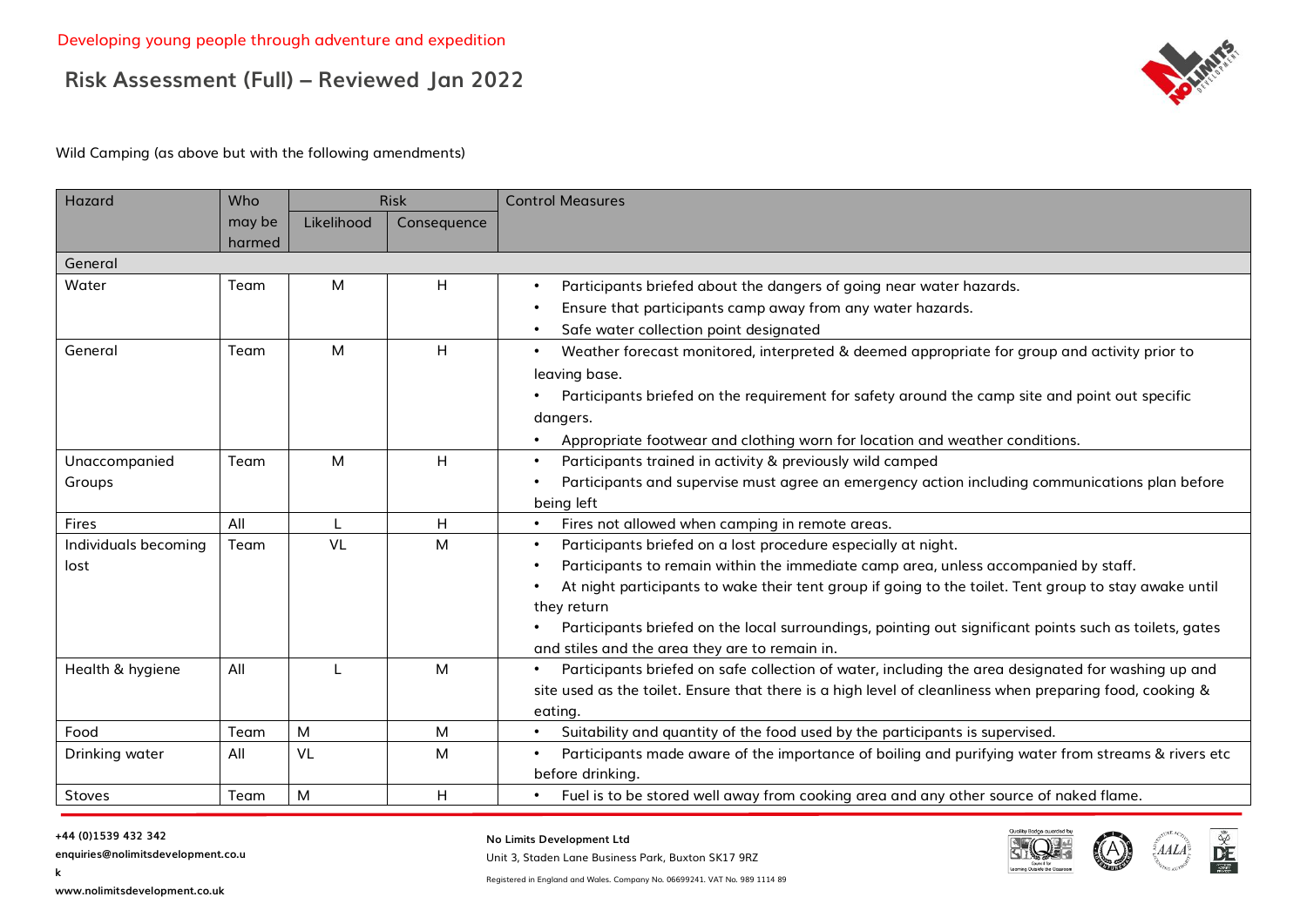Developing young people through adventure and expedition

# Risk Assessment (Full) – Reviewed Jan 2022

Wild Camping (as above but with the following amendments)

| Hazard | Who may be harmed | Risk | | Control Measures |
|---|---|---|---|---|
| | | Likelihood | Consequence | |
| General | | | | |
| Water | Team | M | H | • Participants briefed about the dangers of going near water hazards.<br>• Ensure that participants camp away from any water hazards.<br>• Safe water collection point designated |
| General | Team | M | H | • Weather forecast monitored, interpreted & deemed appropriate for group and activity prior to leaving base.<br>• Participants briefed on the requirement for safety around the camp site and point out specific dangers.<br>• Appropriate footwear and clothing worn for location and weather conditions. |
| Unaccompanied Groups | Team | M | H | • Participants trained in activity & previously wild camped<br>• Participants and supervise must agree an emergency action including communications plan before being left |
| Fires | All | L | H | • Fires not allowed when camping in remote areas. |
| Individuals becoming lost | Team | VL | M | • Participants briefed on a lost procedure especially at night.<br>• Participants to remain within the immediate camp area, unless accompanied by staff.<br>• At night participants to wake their tent group if going to the toilet. Tent group to stay awake until they return<br>• Participants briefed on the local surroundings, pointing out significant points such as toilets, gates and stiles and the area they are to remain in. |
| Health & hygiene | All | L | M | • Participants briefed on safe collection of water, including the area designated for washing up and site used as the toilet. Ensure that there is a high level of cleanliness when preparing food, cooking & eating. |
| Food | Team | M | M | • Suitability and quantity of the food used by the participants is supervised. |
| Drinking water | All | VL | M | • Participants made aware of the importance of boiling and purifying water from streams & rivers etc before drinking. |
| Stoves | Team | M | H | • Fuel is to be stored well away from cooking area and any other source of naked flame. |

**+44 (0)1539 432 342**
**enquiries@nolimitsdevelopment.co.uk**
**www.nolimitsdevelopment.co.uk**

**No Limits Development Ltd**
Unit 3, Staden Lane Business Park, Buxton SK17 9RZ
Registered in England and Wales. Company No. 06699241. VAT No. 989 1114 89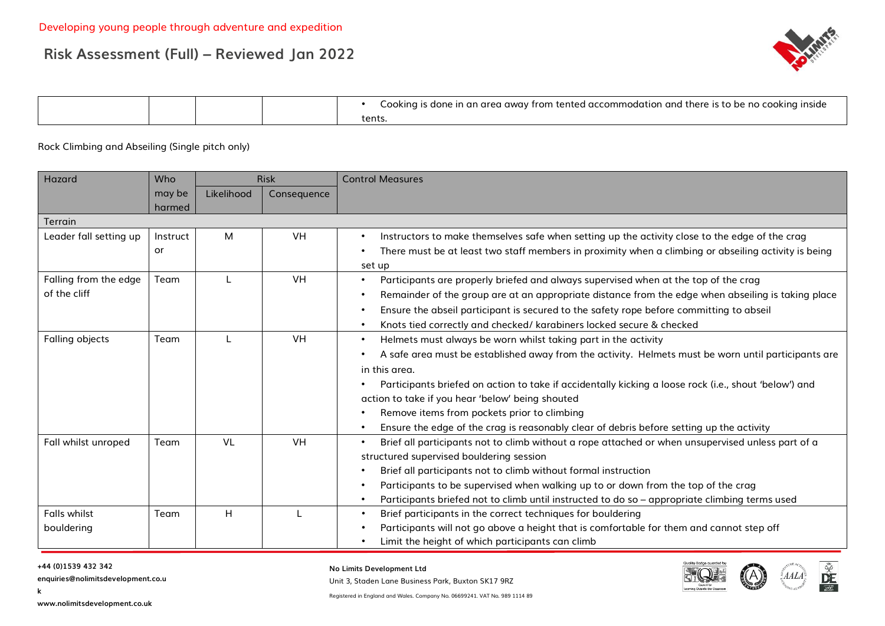| | | | | • Cooking is done in an area away from tented accommodation and there is to be no cooking inside tents. |
|---|---|---|---|---|

Rock Climbing and Abseiling (Single pitch only)

| Hazard | Who may be harmed | Risk | | Control Measures |
|---|---|---|---|---|
| | | Likelihood | Consequence | |
| Terrain | | | | |
| Leader fall setting up | Instructor | M | VH | • Instructors to make themselves safe when setting up the activity close to the edge of the crag<br>• There must be at least two staff members in proximity when a climbing or abseiling activity is being set up |
| Falling from the edge of the cliff | Team | L | VH | • Participants are properly briefed and always supervised when at the top of the crag<br>• Remainder of the group are at an appropriate distance from the edge when abseiling is taking place<br>• Ensure the abseil participant is secured to the safety rope before committing to abseil<br>• Knots tied correctly and checked/ karabiners locked secure & checked |
| Falling objects | Team | L | VH | • Helmets must always be worn whilst taking part in the activity<br>• A safe area must be established away from the activity. Helmets must be worn until participants are in this area.<br>• Participants briefed on action to take if accidentally kicking a loose rock (i.e., shout 'below') and action to take if you hear 'below' being shouted<br>• Remove items from pockets prior to climbing<br>• Ensure the edge of the crag is reasonably clear of debris before setting up the activity |
| Fall whilst unroped | Team | VL | VH | • Brief all participants not to climb without a rope attached or when unsupervised unless part of a structured supervised bouldering session<br>• Brief all participants not to climb without formal instruction<br>• Participants to be supervised when walking up to or down from the top of the crag<br>• Participants briefed not to climb until instructed to do so – appropriate climbing terms used |
| Falls whilst bouldering | Team | H | L | • Brief participants in the correct techniques for bouldering<br>• Participants will not go above a height that is comfortable for them and cannot step off<br>• Limit the height of which participants can climb |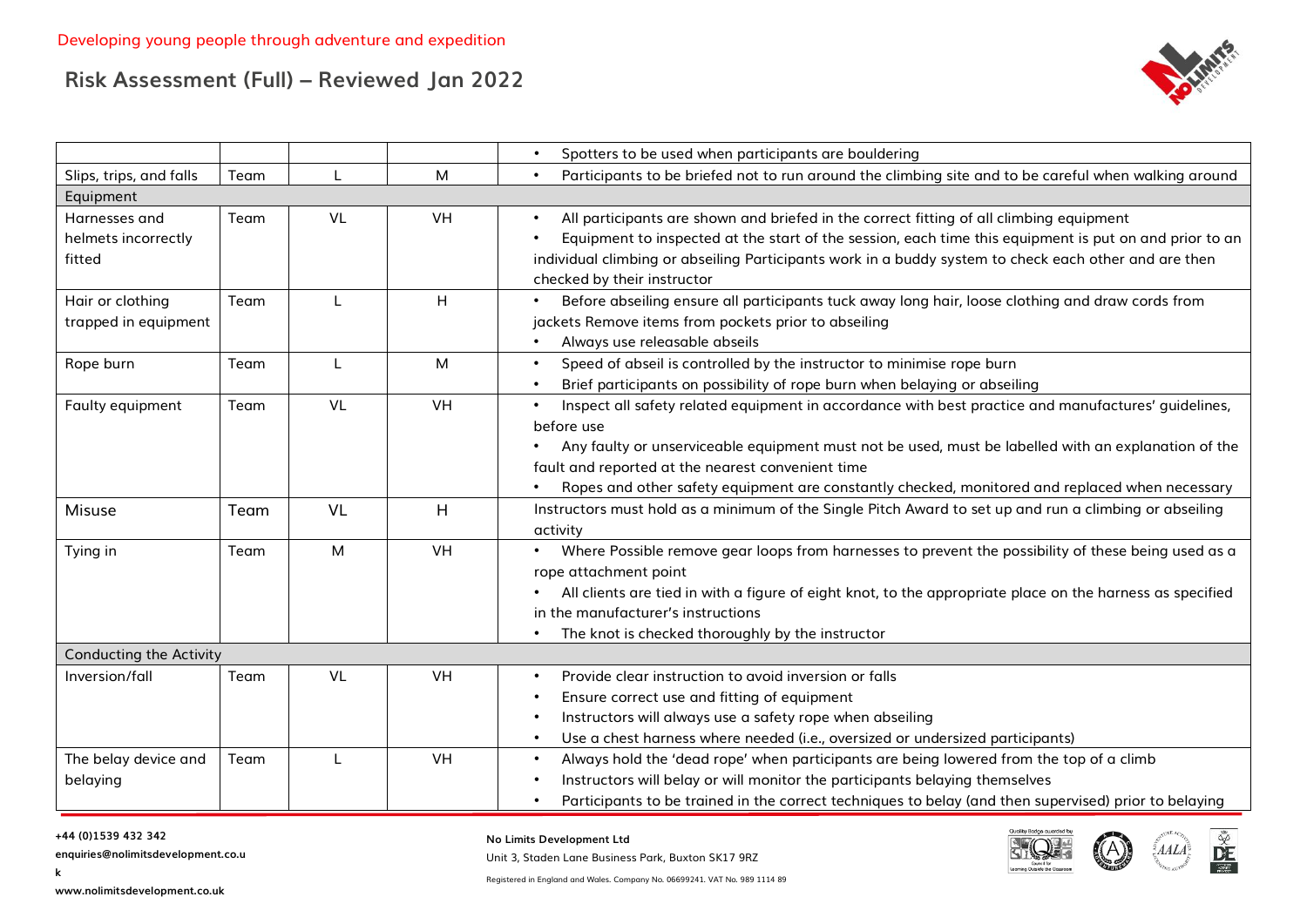Developing young people through adventure and expedition

# Risk Assessment (Full) – Reviewed Jan 2022

| | | | | |
|---|---|---|---|---|
| | | | | • Spotters to be used when participants are bouldering |
| Slips, trips, and falls | Team | L | M | • Participants to be briefed not to run around the climbing site and to be careful when walking around |
| Equipment | | | | |
| Harnesses and helmets incorrectly fitted | Team | VL | VH | • All participants are shown and briefed in the correct fitting of all climbing equipment<br>• Equipment to inspected at the start of the session, each time this equipment is put on and prior to an individual climbing or abseiling Participants work in a buddy system to check each other and are then checked by their instructor |
| Hair or clothing trapped in equipment | Team | L | H | • Before abseiling ensure all participants tuck away long hair, loose clothing and draw cords from jackets Remove items from pockets prior to abseiling<br>• Always use releasable abseils |
| Rope burn | Team | L | M | • Speed of abseil is controlled by the instructor to minimise rope burn<br>• Brief participants on possibility of rope burn when belaying or abseiling |
| Faulty equipment | Team | VL | VH | • Inspect all safety related equipment in accordance with best practice and manufactures' guidelines, before use<br>• Any faulty or unserviceable equipment must not be used, must be labelled with an explanation of the fault and reported at the nearest convenient time<br>• Ropes and other safety equipment are constantly checked, monitored and replaced when necessary |
| Misuse | Team | VL | H | Instructors must hold as a minimum of the Single Pitch Award to set up and run a climbing or abseiling activity |
| Tying in | Team | M | VH | • Where Possible remove gear loops from harnesses to prevent the possibility of these being used as a rope attachment point<br>• All clients are tied in with a figure of eight knot, to the appropriate place on the harness as specified in the manufacturer's instructions<br>• The knot is checked thoroughly by the instructor |
| Conducting the Activity | | | | |
| Inversion/fall | Team | VL | VH | • Provide clear instruction to avoid inversion or falls<br>• Ensure correct use and fitting of equipment<br>• Instructors will always use a safety rope when abseiling<br>• Use a chest harness where needed (i.e., oversized or undersized participants) |
| The belay device and belaying | Team | L | VH | • Always hold the 'dead rope' when participants are being lowered from the top of a climb<br>• Instructors will belay or will monitor the participants belaying themselves<br>• Participants to be trained in the correct techniques to belay (and then supervised) prior to belaying |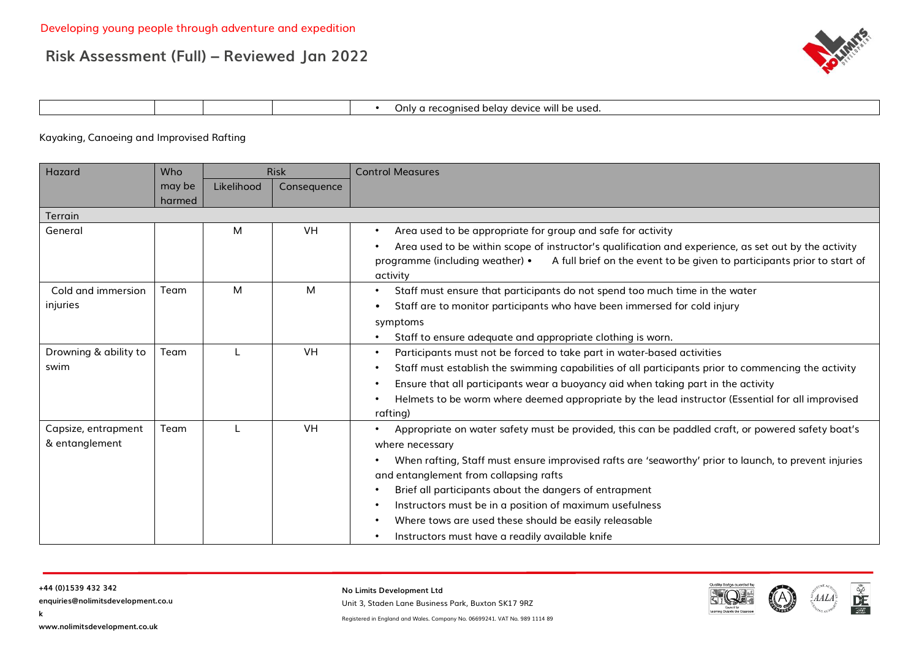| | | | | • Only a recognised belay device will be used. |
|---|---|---|---|---|

Kayaking, Canoeing and Improvised Rafting

| Hazard | Who may be harmed | Risk | | Control Measures |
|---|---|---|---|---|
| | | Likelihood | Consequence | |
| Terrain | | | | |
| General | | M | VH | • Area used to be appropriate for group and safe for activity<br>• Area used to be within scope of instructor's qualification and experience, as set out by the activity programme (including weather) • A full brief on the event to be given to participants prior to start of activity |
| Cold and immersion injuries | Team | M | M | • Staff must ensure that participants do not spend too much time in the water<br>• Staff are to monitor participants who have been immersed for cold injury symptoms<br>• Staff to ensure adequate and appropriate clothing is worn. |
| Drowning & ability to swim | Team | L | VH | • Participants must not be forced to take part in water-based activities<br>• Staff must establish the swimming capabilities of all participants prior to commencing the activity<br>• Ensure that all participants wear a buoyancy aid when taking part in the activity<br>• Helmets to be worm where deemed appropriate by the lead instructor (Essential for all improvised rafting) |
| Capsize, entrapment & entanglement | Team | L | VH | • Appropriate on water safety must be provided, this can be paddled craft, or powered safety boat's where necessary<br>• When rafting, Staff must ensure improvised rafts are 'seaworthy' prior to launch, to prevent injuries and entanglement from collapsing rafts<br>• Brief all participants about the dangers of entrapment<br>• Instructors must be in a position of maximum usefulness<br>• Where tows are used these should be easily releasable<br>• Instructors must have a readily available knife |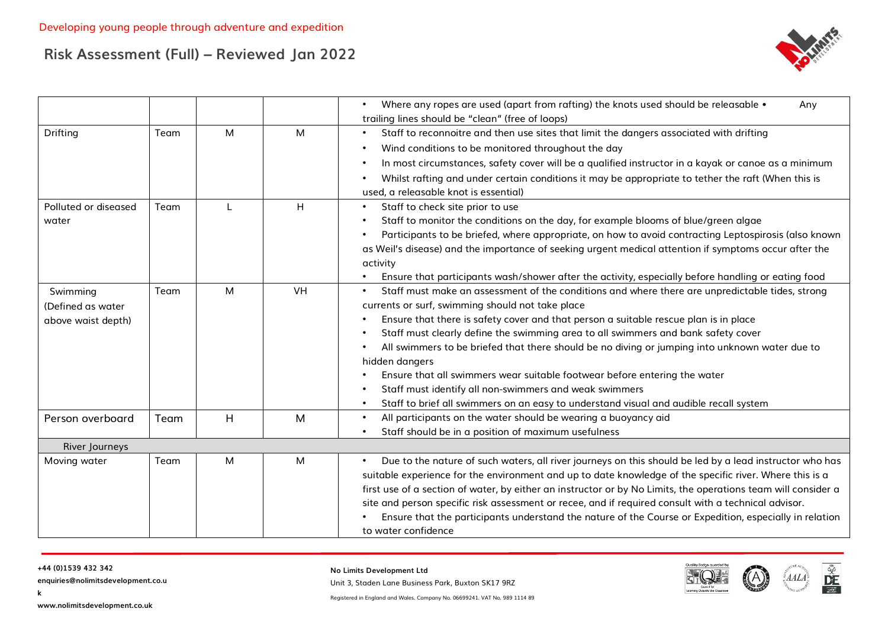| | | | | |
|---|---|---|---|---|
| | | | | • Where any ropes are used (apart from rafting) the knots used should be releasable • Any trailing lines should be "clean" (free of loops) |
| Drifting | Team | M | M | • Staff to reconnoitre and then use sites that limit the dangers associated with drifting<br>• Wind conditions to be monitored throughout the day<br>• In most circumstances, safety cover will be a qualified instructor in a kayak or canoe as a minimum<br>• Whilst rafting and under certain conditions it may be appropriate to tether the raft (When this is used, a releasable knot is essential) |
| Polluted or diseased water | Team | L | H | • Staff to check site prior to use<br>• Staff to monitor the conditions on the day, for example blooms of blue/green algae<br>• Participants to be briefed, where appropriate, on how to avoid contracting Leptospirosis (also known as Weil's disease) and the importance of seeking urgent medical attention if symptoms occur after the activity<br>• Ensure that participants wash/shower after the activity, especially before handling or eating food |
| Swimming (Defined as water above waist depth) | Team | M | VH | • Staff must make an assessment of the conditions and where there are unpredictable tides, strong currents or surf, swimming should not take place<br>• Ensure that there is safety cover and that person a suitable rescue plan is in place<br>• Staff must clearly define the swimming area to all swimmers and bank safety cover<br>• All swimmers to be briefed that there should be no diving or jumping into unknown water due to hidden dangers<br>• Ensure that all swimmers wear suitable footwear before entering the water<br>• Staff must identify all non-swimmers and weak swimmers<br>• Staff to brief all swimmers on an easy to understand visual and audible recall system |
| Person overboard | Team | H | M | • All participants on the water should be wearing a buoyancy aid<br>• Staff should be in a position of maximum usefulness |
| River Journeys | | | | |
| Moving water | Team | M | M | • Due to the nature of such waters, all river journeys on this should be led by a lead instructor who has suitable experience for the environment and up to date knowledge of the specific river. Where this is a first use of a section of water, by either an instructor or by No Limits, the operations team will consider a site and person specific risk assessment or recee, and if required consult with a technical advisor.<br>• Ensure that the participants understand the nature of the Course or Expedition, especially in relation to water confidence |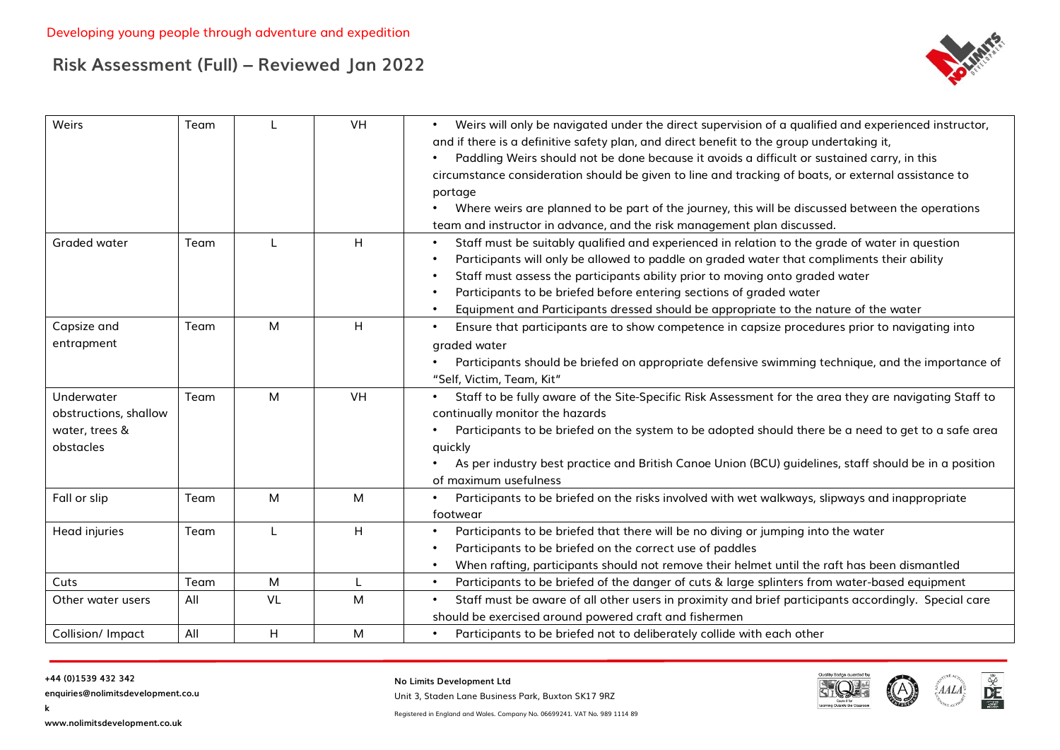| Weirs | Team | L | VH | • Weirs will only be navigated under the direct supervision of a qualified and experienced instructor, and if there is a definitive safety plan, and direct benefit to the group undertaking it,<br>• Paddling Weirs should not be done because it avoids a difficult or sustained carry, in this circumstance consideration should be given to line and tracking of boats, or external assistance to portage<br>• Where weirs are planned to be part of the journey, this will be discussed between the operations team and instructor in advance, and the risk management plan discussed. |
|---|---|---|---|---|
| Graded water | Team | L | H | • Staff must be suitably qualified and experienced in relation to the grade of water in question<br>• Participants will only be allowed to paddle on graded water that compliments their ability<br>• Staff must assess the participants ability prior to moving onto graded water<br>• Participants to be briefed before entering sections of graded water<br>• Equipment and Participants dressed should be appropriate to the nature of the water |
| Capsize and entrapment | Team | M | H | • Ensure that participants are to show competence in capsize procedures prior to navigating into graded water<br>• Participants should be briefed on appropriate defensive swimming technique, and the importance of "Self, Victim, Team, Kit" |
| Underwater obstructions, shallow water, trees & obstacles | Team | M | VH | • Staff to be fully aware of the Site-Specific Risk Assessment for the area they are navigating Staff to continually monitor the hazards<br>• Participants to be briefed on the system to be adopted should there be a need to get to a safe area quickly<br>• As per industry best practice and British Canoe Union (BCU) guidelines, staff should be in a position of maximum usefulness |
| Fall or slip | Team | M | M | • Participants to be briefed on the risks involved with wet walkways, slipways and inappropriate footwear |
| Head injuries | Team | L | H | • Participants to be briefed that there will be no diving or jumping into the water<br>• Participants to be briefed on the correct use of paddles<br>• When rafting, participants should not remove their helmet until the raft has been dismantled |
| Cuts | Team | M | L | • Participants to be briefed of the danger of cuts & large splinters from water-based equipment |
| Other water users | All | VL | M | • Staff must be aware of all other users in proximity and brief participants accordingly. Special care should be exercised around powered craft and fishermen |
| Collision/ Impact | All | H | M | • Participants to be briefed not to deliberately collide with each other |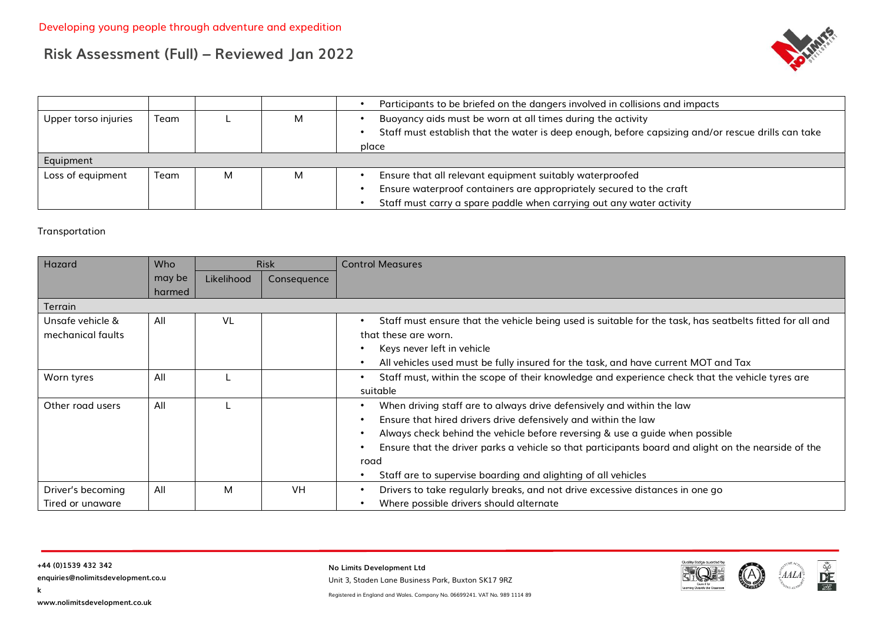| | | | | Control Measures |
|---|---|---|---|---|
| | | | | • Participants to be briefed on the dangers involved in collisions and impacts |
| Upper torso injuries | Team | L | M | • Buoyancy aids must be worn at all times during the activity<br>• Staff must establish that the water is deep enough, before capsizing and/or rescue drills can take place |
| Equipment | | | | |
| Loss of equipment | Team | M | M | • Ensure that all relevant equipment suitably waterproofed<br>• Ensure waterproof containers are appropriately secured to the craft<br>• Staff must carry a spare paddle when carrying out any water activity |

Transportation

| Hazard | Who may be harmed | Risk | | Control Measures |
|---|---|---|---|---|
| | | Likelihood | Consequence | |
| Terrain | | | | |
| Unsafe vehicle & mechanical faults | All | VL | | • Staff must ensure that the vehicle being used is suitable for the task, has seatbelts fitted for all and that these are worn.<br>• Keys never left in vehicle<br>• All vehicles used must be fully insured for the task, and have current MOT and Tax |
| Worn tyres | All | L | | • Staff must, within the scope of their knowledge and experience check that the vehicle tyres are suitable |
| Other road users | All | L | | • When driving staff are to always drive defensively and within the law<br>• Ensure that hired drivers drive defensively and within the law<br>• Always check behind the vehicle before reversing & use a guide when possible<br>• Ensure that the driver parks a vehicle so that participants board and alight on the nearside of the road<br>• Staff are to supervise boarding and alighting of all vehicles |
| Driver's becoming Tired or unaware | All | M | VH | • Drivers to take regularly breaks, and not drive excessive distances in one go<br>• Where possible drivers should alternate |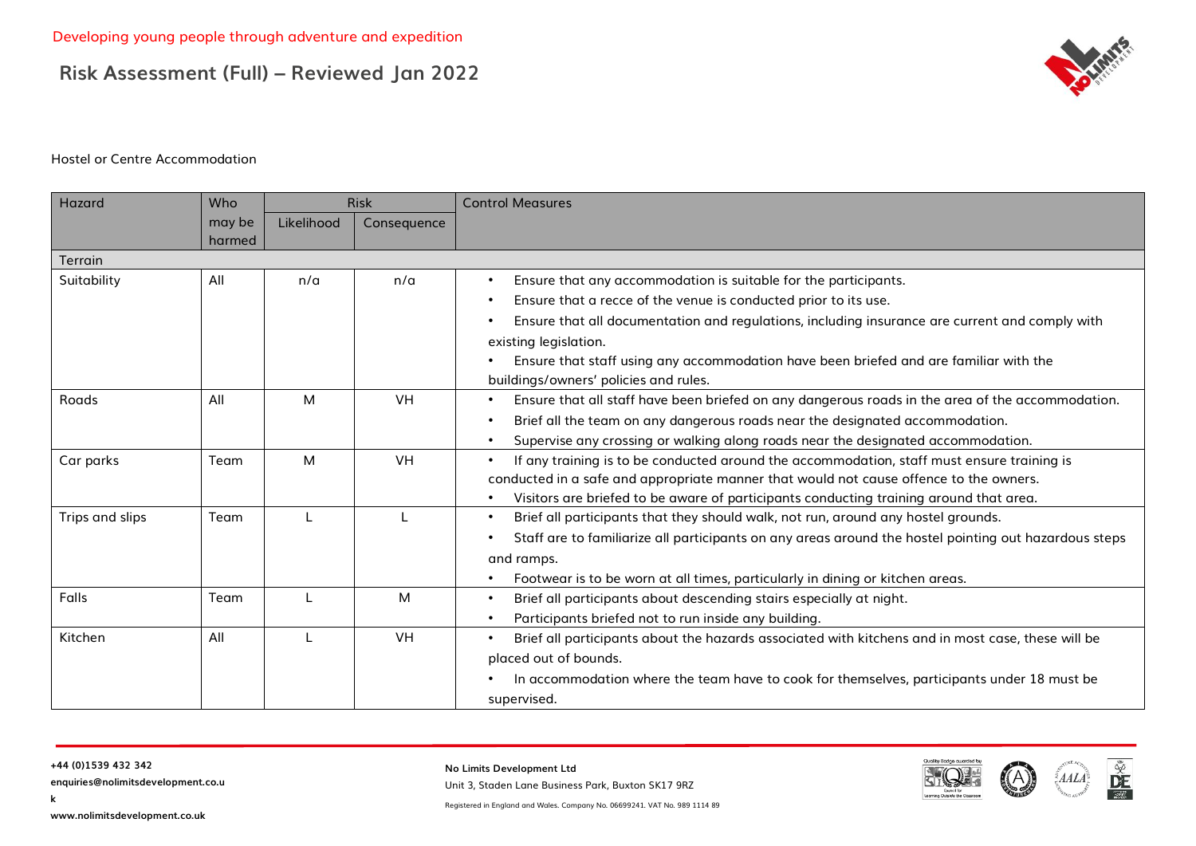Developing young people through adventure and expedition

# Risk Assessment (Full) – Reviewed Jan 2022

Hostel or Centre Accommodation

| Hazard | Who may be harmed | Risk | | Control Measures |
|---|---|---|---|---|
| | | Likelihood | Consequence | |
| Terrain | | | | |
| Suitability | All | n/a | n/a | • Ensure that any accommodation is suitable for the participants.<br>• Ensure that a recce of the venue is conducted prior to its use.<br>• Ensure that all documentation and regulations, including insurance are current and comply with existing legislation.<br>• Ensure that staff using any accommodation have been briefed and are familiar with the buildings/owners' policies and rules. |
| Roads | All | M | VH | • Ensure that all staff have been briefed on any dangerous roads in the area of the accommodation.<br>• Brief all the team on any dangerous roads near the designated accommodation.<br>• Supervise any crossing or walking along roads near the designated accommodation. |
| Car parks | Team | M | VH | • If any training is to be conducted around the accommodation, staff must ensure training is conducted in a safe and appropriate manner that would not cause offence to the owners.<br>• Visitors are briefed to be aware of participants conducting training around that area. |
| Trips and slips | Team | L | L | • Brief all participants that they should walk, not run, around any hostel grounds.<br>• Staff are to familiarize all participants on any areas around the hostel pointing out hazardous steps and ramps.<br>• Footwear is to be worn at all times, particularly in dining or kitchen areas. |
| Falls | Team | L | M | • Brief all participants about descending stairs especially at night.<br>• Participants briefed not to run inside any building. |
| Kitchen | All | L | VH | • Brief all participants about the hazards associated with kitchens and in most case, these will be placed out of bounds.<br>• In accommodation where the team have to cook for themselves, participants under 18 must be supervised. |

+44 (0)1539 432 342
enquiries@nolimitsdevelopment.co.uk
www.nolimitsdevelopment.co.uk

No Limits Development Ltd
Unit 3, Staden Lane Business Park, Buxton SK17 9RZ
Registered in England and Wales. Company No. 06699241. VAT No. 989 1114 89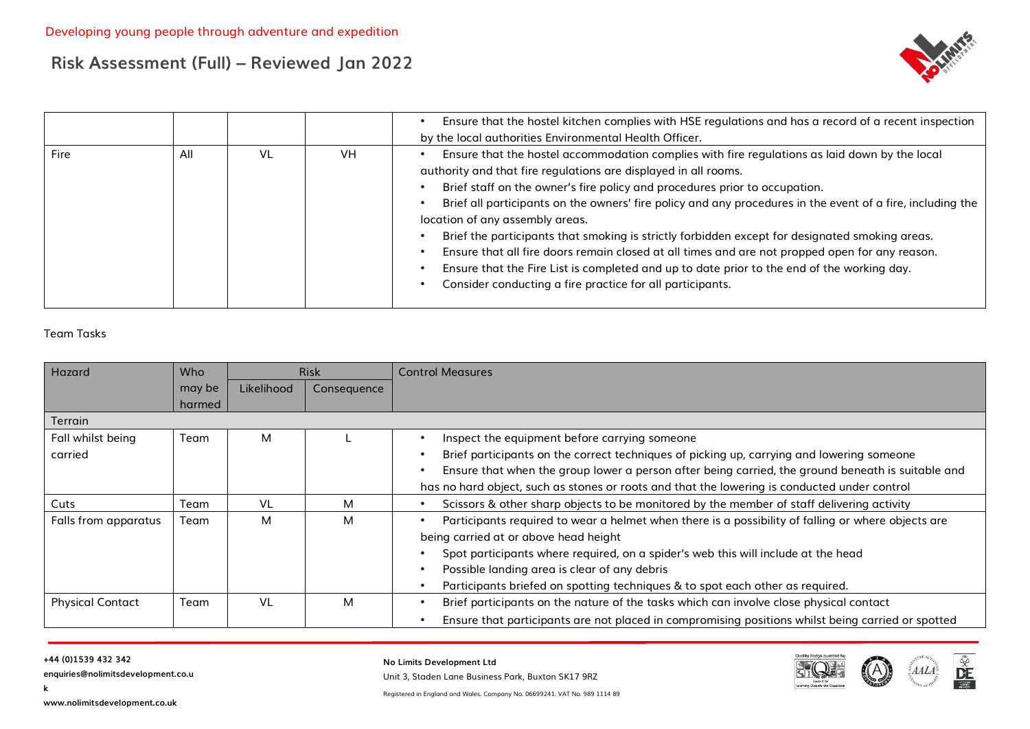| | | | | Control Measures |
|---|---|---|---|---|
| | | | | • Ensure that the hostel kitchen complies with HSE regulations and has a record of a recent inspection by the local authorities Environmental Health Officer. |
| Fire | All | VL | VH | • Ensure that the hostel accommodation complies with fire regulations as laid down by the local authority and that fire regulations are displayed in all rooms.<br>• Brief staff on the owner's fire policy and procedures prior to occupation.<br>• Brief all participants on the owners' fire policy and any procedures in the event of a fire, including the location of any assembly areas.<br>• Brief the participants that smoking is strictly forbidden except for designated smoking areas.<br>• Ensure that all fire doors remain closed at all times and are not propped open for any reason.<br>• Ensure that the Fire List is completed and up to date prior to the end of the working day.<br>• Consider conducting a fire practice for all participants. |

Team Tasks

| Hazard | Who may be harmed | Risk | | Control Measures |
|---|---|---|---|---|
| | | Likelihood | Consequence | |
| Terrain | | | | |
| Fall whilst being carried | Team | M | L | • Inspect the equipment before carrying someone<br>• Brief participants on the correct techniques of picking up, carrying and lowering someone<br>• Ensure that when the group lower a person after being carried, the ground beneath is suitable and has no hard object, such as stones or roots and that the lowering is conducted under control |
| Cuts | Team | VL | M | • Scissors & other sharp objects to be monitored by the member of staff delivering activity |
| Falls from apparatus | Team | M | M | • Participants required to wear a helmet when there is a possibility of falling or where objects are being carried at or above head height<br>• Spot participants where required, on a spider's web this will include at the head<br>• Possible landing area is clear of any debris<br>• Participants briefed on spotting techniques & to spot each other as required. |
| Physical Contact | Team | VL | M | • Brief participants on the nature of the tasks which can involve close physical contact<br>• Ensure that participants are not placed in compromising positions whilst being carried or spotted |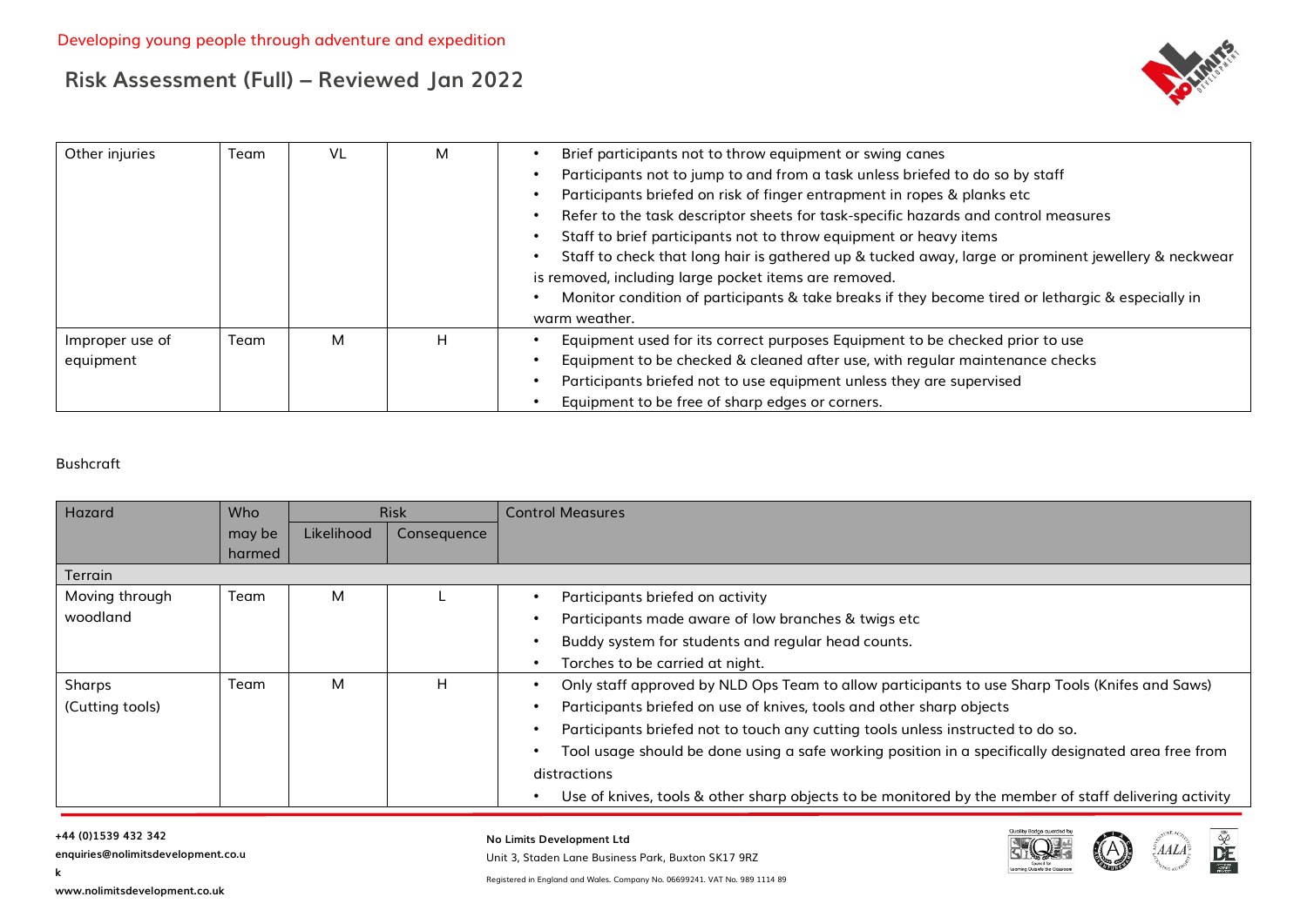| Other injuries | Team | VL | M | • Brief participants not to throw equipment or swing canes<br>• Participants not to jump to and from a task unless briefed to do so by staff<br>• Participants briefed on risk of finger entrapment in ropes & planks etc<br>• Refer to the task descriptor sheets for task-specific hazards and control measures<br>• Staff to brief participants not to throw equipment or heavy items<br>• Staff to check that long hair is gathered up & tucked away, large or prominent jewellery & neckwear is removed, including large pocket items are removed.<br>• Monitor condition of participants & take breaks if they become tired or lethargic & especially in warm weather. |
|---|---|---|---|---|
| Improper use of equipment | Team | M | H | • Equipment used for its correct purposes Equipment to be checked prior to use<br>• Equipment to be checked & cleaned after use, with regular maintenance checks<br>• Participants briefed not to use equipment unless they are supervised<br>• Equipment to be free of sharp edges or corners. |

Bushcraft

| Hazard | Who may be harmed | Risk | | Control Measures |
|---|---|---|---|---|
| | | Likelihood | Consequence | |
| Terrain | | | | |
| Moving through woodland | Team | M | L | • Participants briefed on activity<br>• Participants made aware of low branches & twigs etc<br>• Buddy system for students and regular head counts.<br>• Torches to be carried at night. |
| Sharps (Cutting tools) | Team | M | H | • Only staff approved by NLD Ops Team to allow participants to use Sharp Tools (Knifes and Saws)<br>• Participants briefed on use of knives, tools and other sharp objects<br>• Participants briefed not to touch any cutting tools unless instructed to do so.<br>• Tool usage should be done using a safe working position in a specifically designated area free from distractions<br>• Use of knives, tools & other sharp objects to be monitored by the member of staff delivering activity |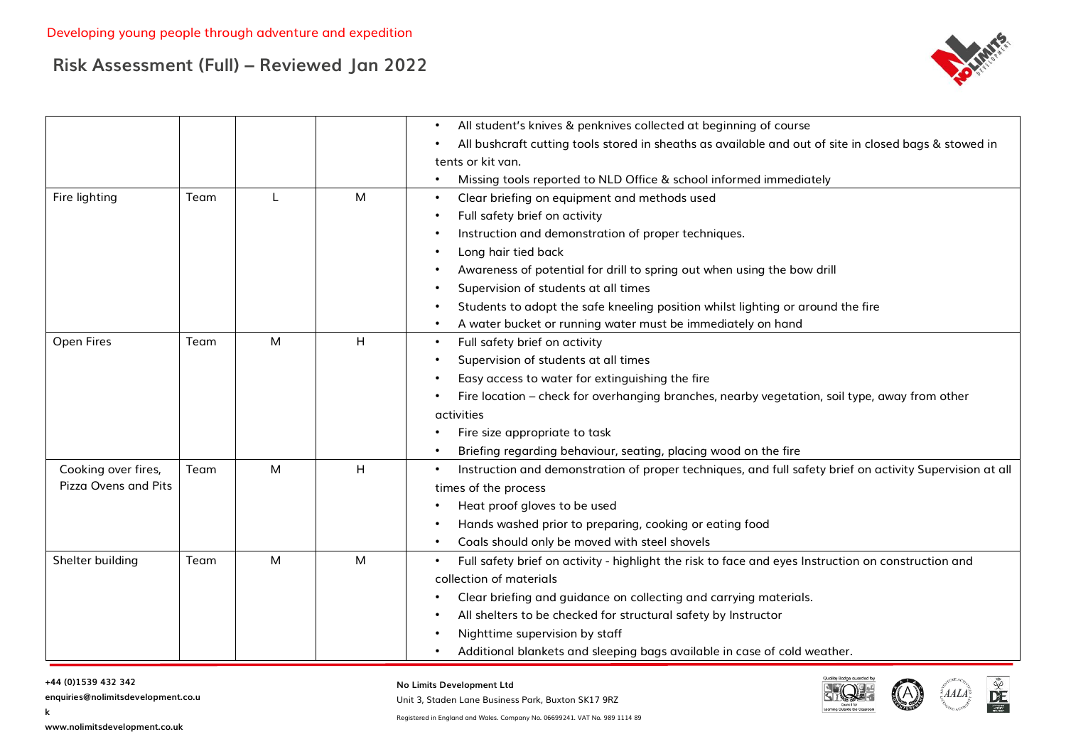| | | | | • All student's knives & penknives collected at beginning of course<br>• All bushcraft cutting tools stored in sheaths as available and out of site in closed bags & stowed in tents or kit van.<br>• Missing tools reported to NLD Office & school informed immediately |
|---|---|---|---|---|
| Fire lighting | Team | L | M | • Clear briefing on equipment and methods used<br>• Full safety brief on activity<br>• Instruction and demonstration of proper techniques.<br>• Long hair tied back<br>• Awareness of potential for drill to spring out when using the bow drill<br>• Supervision of students at all times<br>• Students to adopt the safe kneeling position whilst lighting or around the fire<br>• A water bucket or running water must be immediately on hand |
| Open Fires | Team | M | H | • Full safety brief on activity<br>• Supervision of students at all times<br>• Easy access to water for extinguishing the fire<br>• Fire location – check for overhanging branches, nearby vegetation, soil type, away from other activities<br>• Fire size appropriate to task<br>• Briefing regarding behaviour, seating, placing wood on the fire |
| Cooking over fires, Pizza Ovens and Pits | Team | M | H | • Instruction and demonstration of proper techniques, and full safety brief on activity Supervision at all times of the process<br>• Heat proof gloves to be used<br>• Hands washed prior to preparing, cooking or eating food<br>• Coals should only be moved with steel shovels |
| Shelter building | Team | M | M | • Full safety brief on activity - highlight the risk to face and eyes Instruction on construction and collection of materials<br>• Clear briefing and guidance on collecting and carrying materials.<br>• All shelters to be checked for structural safety by Instructor<br>• Nighttime supervision by staff<br>• Additional blankets and sleeping bags available in case of cold weather. |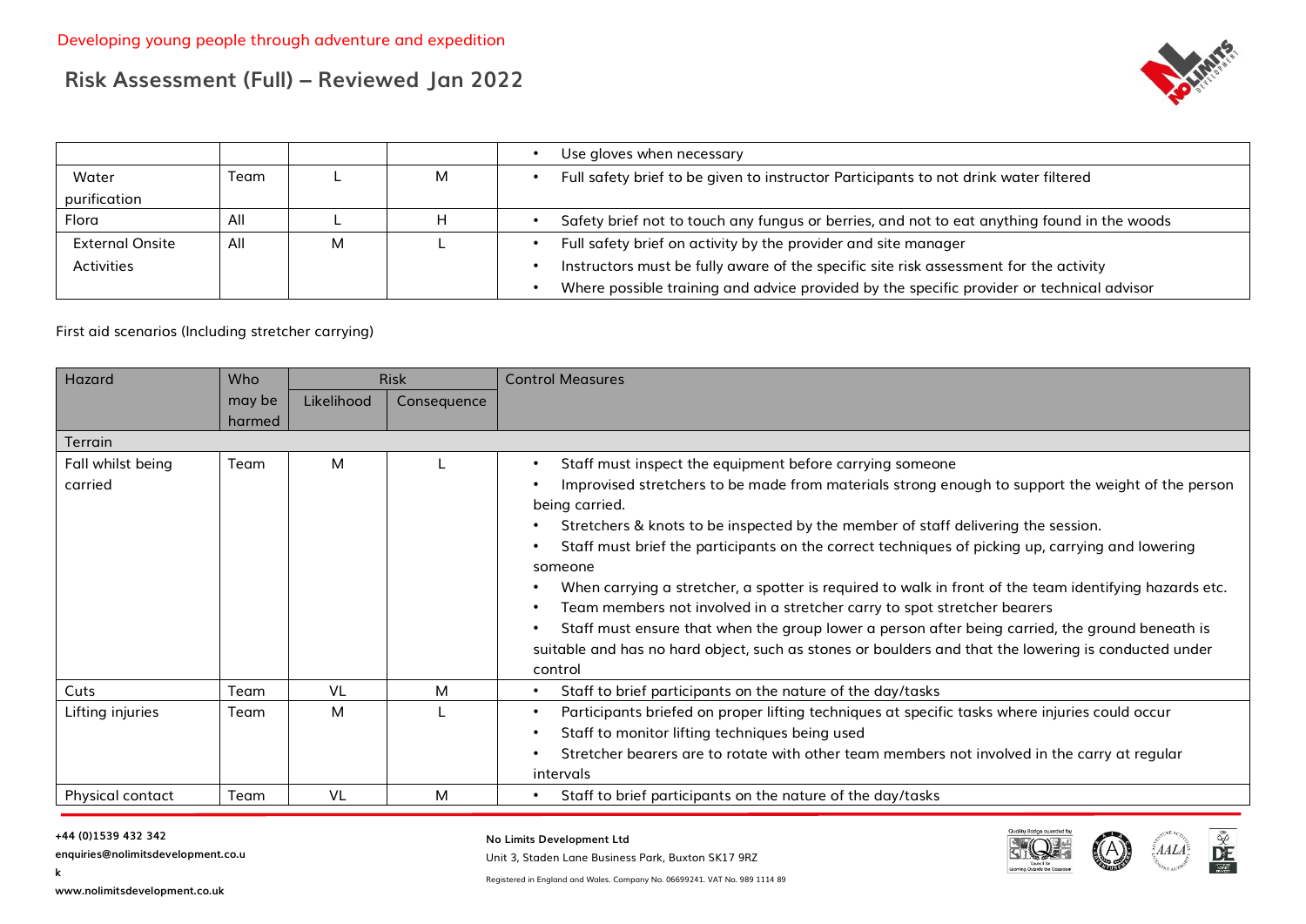| | | | | • Use gloves when necessary |
|---|---|---|---|---|
| Water purification | Team | L | M | • Full safety brief to be given to instructor Participants to not drink water filtered |
| Flora | All | L | H | • Safety brief not to touch any fungus or berries, and not to eat anything found in the woods |
| External Onsite Activities | All | M | L | • Full safety brief on activity by the provider and site manager<br>• Instructors must be fully aware of the specific site risk assessment for the activity<br>• Where possible training and advice provided by the specific provider or technical advisor |

First aid scenarios (Including stretcher carrying)

| Hazard | Who may be harmed | Risk | | Control Measures |
|---|---|---|---|---|
| | | Likelihood | Consequence | |
| Terrain | | | | |
| Fall whilst being carried | Team | M | L | • Staff must inspect the equipment before carrying someone<br>• Improvised stretchers to be made from materials strong enough to support the weight of the person being carried.<br>• Stretchers & knots to be inspected by the member of staff delivering the session.<br>• Staff must brief the participants on the correct techniques of picking up, carrying and lowering someone<br>• When carrying a stretcher, a spotter is required to walk in front of the team identifying hazards etc.<br>• Team members not involved in a stretcher carry to spot stretcher bearers<br>• Staff must ensure that when the group lower a person after being carried, the ground beneath is suitable and has no hard object, such as stones or boulders and that the lowering is conducted under control |
| Cuts | Team | VL | M | • Staff to brief participants on the nature of the day/tasks |
| Lifting injuries | Team | M | L | • Participants briefed on proper lifting techniques at specific tasks where injuries could occur<br>• Staff to monitor lifting techniques being used<br>• Stretcher bearers are to rotate with other team members not involved in the carry at regular intervals |
| Physical contact | Team | VL | M | • Staff to brief participants on the nature of the day/tasks |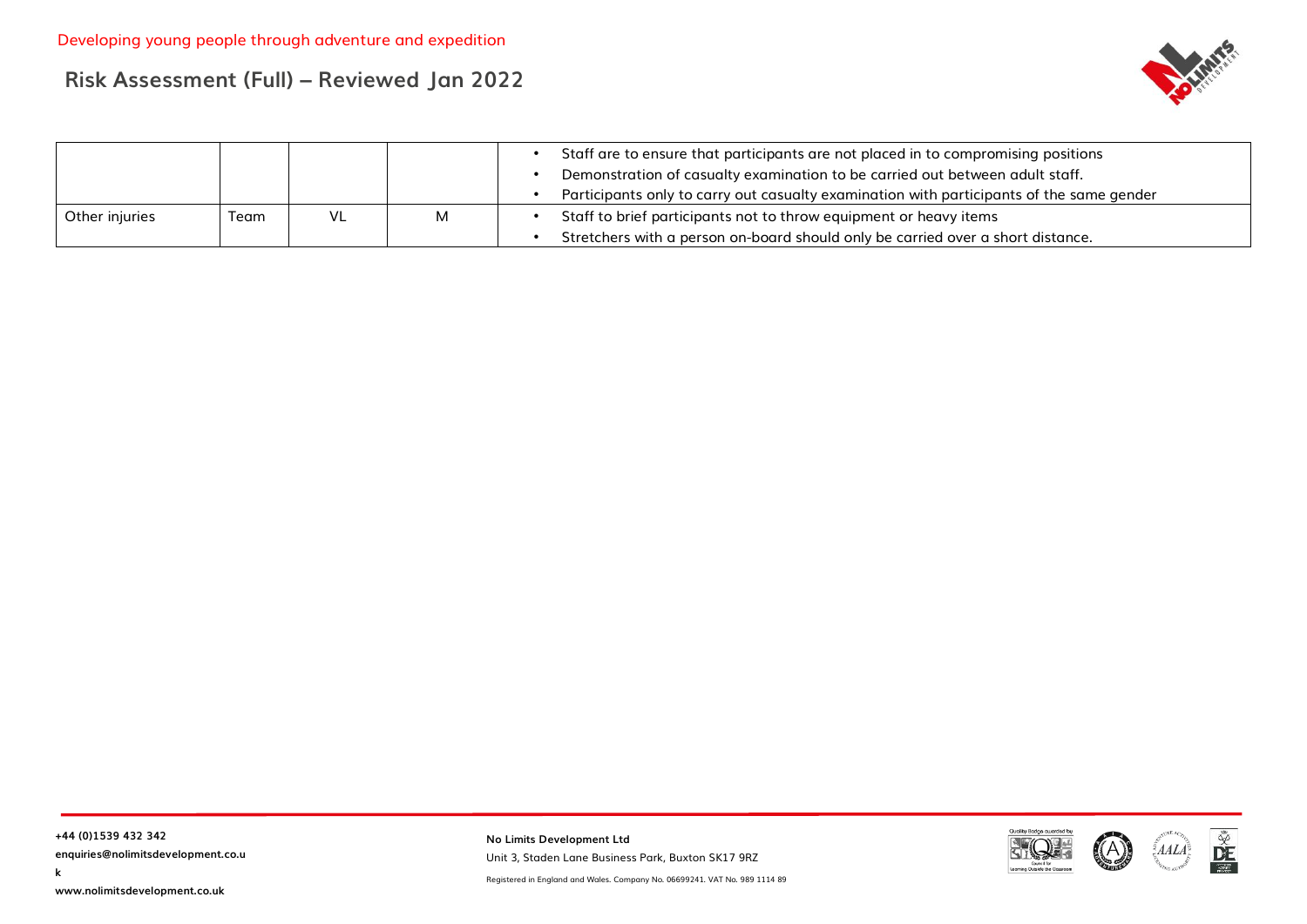| | | | | |
|---|---|---|---|---|
| | | | | • Staff are to ensure that participants are not placed in to compromising positions<br>• Demonstration of casualty examination to be carried out between adult staff.<br>• Participants only to carry out casualty examination with participants of the same gender |
| Other injuries | Team | VL | M | • Staff to brief participants not to throw equipment or heavy items<br>• Stretchers with a person on-board should only be carried over a short distance. |